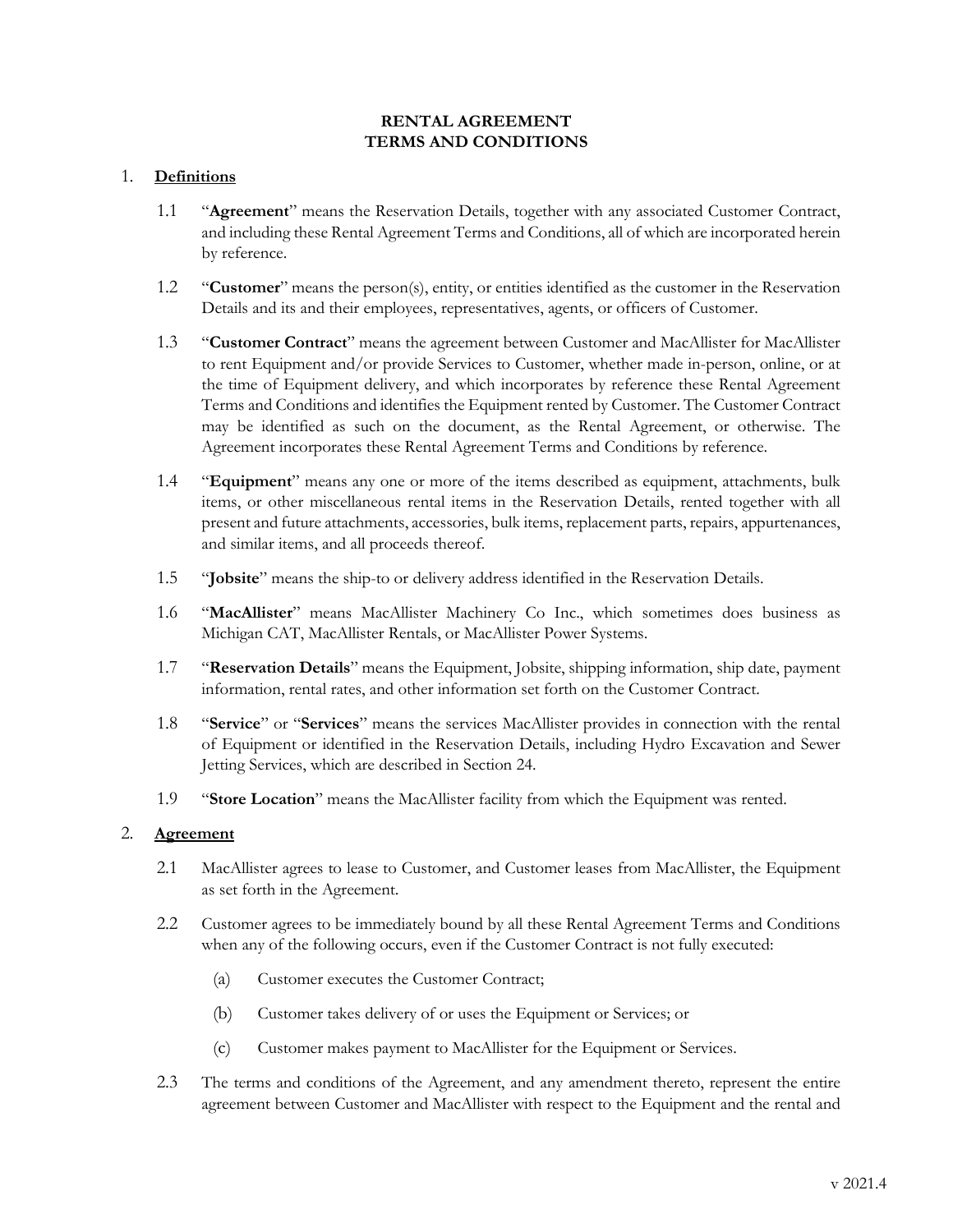# RENTAL AGREEMENT
# TERMS AND CONDITIONS

## 1. Definitions

1.1 "**Agreement**" means the Reservation Details, together with any associated Customer Contract, and including these Rental Agreement Terms and Conditions, all of which are incorporated herein by reference.

1.2 "**Customer**" means the person(s), entity, or entities identified as the customer in the Reservation Details and its and their employees, representatives, agents, or officers of Customer.

1.3 "**Customer Contract**" means the agreement between Customer and MacAllister for MacAllister to rent Equipment and/or provide Services to Customer, whether made in-person, online, or at the time of Equipment delivery, and which incorporates by reference these Rental Agreement Terms and Conditions and identifies the Equipment rented by Customer. The Customer Contract may be identified as such on the document, as the Rental Agreement, or otherwise. The Agreement incorporates these Rental Agreement Terms and Conditions by reference.

1.4 "**Equipment**" means any one or more of the items described as equipment, attachments, bulk items, or other miscellaneous rental items in the Reservation Details, rented together with all present and future attachments, accessories, bulk items, replacement parts, repairs, appurtenances, and similar items, and all proceeds thereof.

1.5 "**Jobsite**" means the ship-to or delivery address identified in the Reservation Details.

1.6 "**MacAllister**" means MacAllister Machinery Co Inc., which sometimes does business as Michigan CAT, MacAllister Rentals, or MacAllister Power Systems.

1.7 "**Reservation Details**" means the Equipment, Jobsite, shipping information, ship date, payment information, rental rates, and other information set forth on the Customer Contract.

1.8 "**Service**" or "**Services**" means the services MacAllister provides in connection with the rental of Equipment or identified in the Reservation Details, including Hydro Excavation and Sewer Jetting Services, which are described in Section 24.

1.9 "**Store Location**" means the MacAllister facility from which the Equipment was rented.

## 2. Agreement

2.1 MacAllister agrees to lease to Customer, and Customer leases from MacAllister, the Equipment as set forth in the Agreement.

2.2 Customer agrees to be immediately bound by all these Rental Agreement Terms and Conditions when any of the following occurs, even if the Customer Contract is not fully executed:

- (a) Customer executes the Customer Contract;
- (b) Customer takes delivery of or uses the Equipment or Services; or
- (c) Customer makes payment to MacAllister for the Equipment or Services.

2.3 The terms and conditions of the Agreement, and any amendment thereto, represent the entire agreement between Customer and MacAllister with respect to the Equipment and the rental and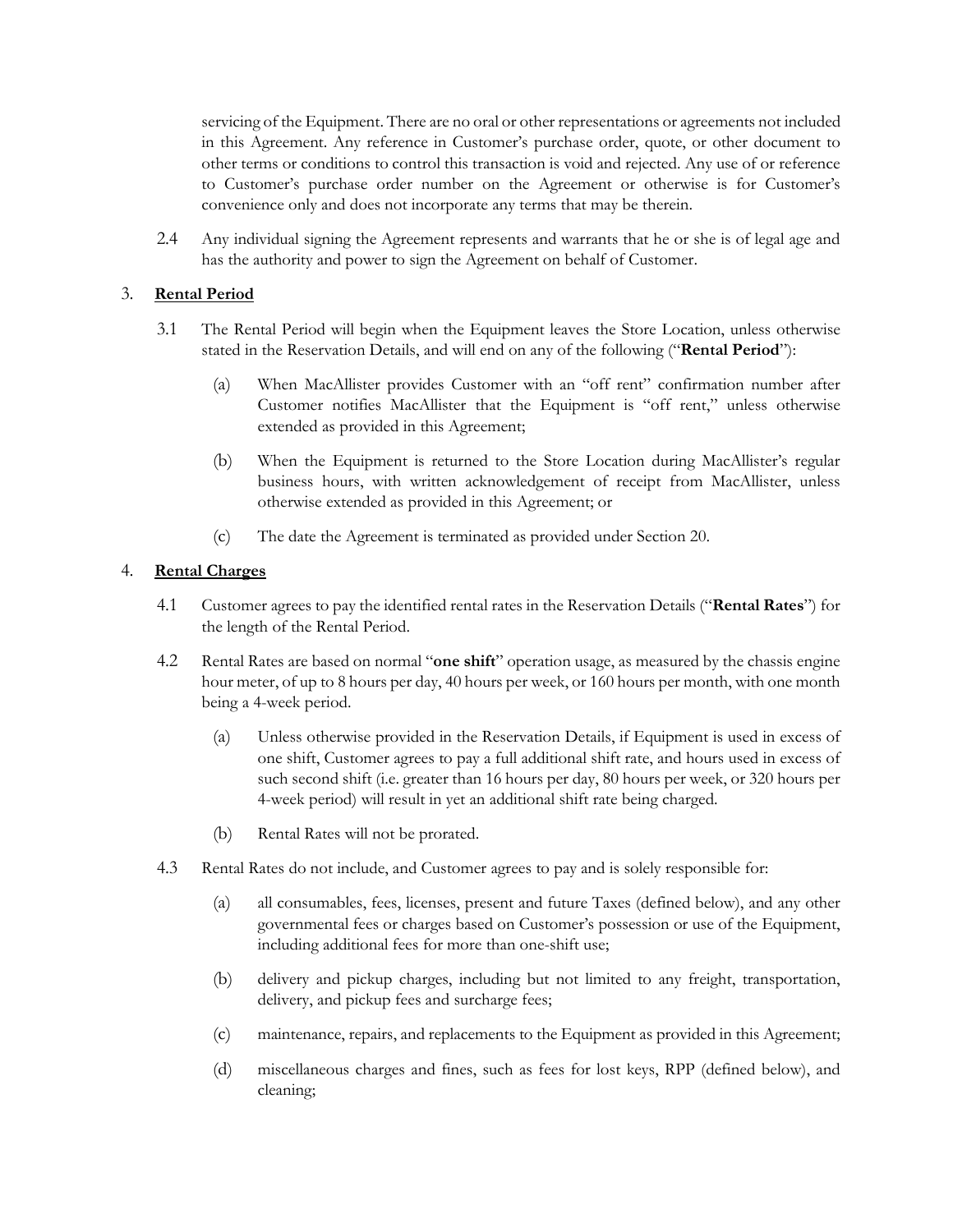servicing of the Equipment. There are no oral or other representations or agreements not included in this Agreement. Any reference in Customer's purchase order, quote, or other document to other terms or conditions to control this transaction is void and rejected. Any use of or reference to Customer's purchase order number on the Agreement or otherwise is for Customer's convenience only and does not incorporate any terms that may be therein.

2.4 Any individual signing the Agreement represents and warrants that he or she is of legal age and has the authority and power to sign the Agreement on behalf of Customer.

## 3. Rental Period

3.1 The Rental Period will begin when the Equipment leaves the Store Location, unless otherwise stated in the Reservation Details, and will end on any of the following ("**Rental Period**"):

(a) When MacAllister provides Customer with an "off rent" confirmation number after Customer notifies MacAllister that the Equipment is "off rent," unless otherwise extended as provided in this Agreement;

(b) When the Equipment is returned to the Store Location during MacAllister's regular business hours, with written acknowledgement of receipt from MacAllister, unless otherwise extended as provided in this Agreement; or

(c) The date the Agreement is terminated as provided under Section 20.

## 4. Rental Charges

4.1 Customer agrees to pay the identified rental rates in the Reservation Details ("**Rental Rates**") for the length of the Rental Period.

4.2 Rental Rates are based on normal "**one shift**" operation usage, as measured by the chassis engine hour meter, of up to 8 hours per day, 40 hours per week, or 160 hours per month, with one month being a 4-week period.

(a) Unless otherwise provided in the Reservation Details, if Equipment is used in excess of one shift, Customer agrees to pay a full additional shift rate, and hours used in excess of such second shift (i.e. greater than 16 hours per day, 80 hours per week, or 320 hours per 4-week period) will result in yet an additional shift rate being charged.

(b) Rental Rates will not be prorated.

4.3 Rental Rates do not include, and Customer agrees to pay and is solely responsible for:

(a) all consumables, fees, licenses, present and future Taxes (defined below), and any other governmental fees or charges based on Customer's possession or use of the Equipment, including additional fees for more than one-shift use;

(b) delivery and pickup charges, including but not limited to any freight, transportation, delivery, and pickup fees and surcharge fees;

(c) maintenance, repairs, and replacements to the Equipment as provided in this Agreement;

(d) miscellaneous charges and fines, such as fees for lost keys, RPP (defined below), and cleaning;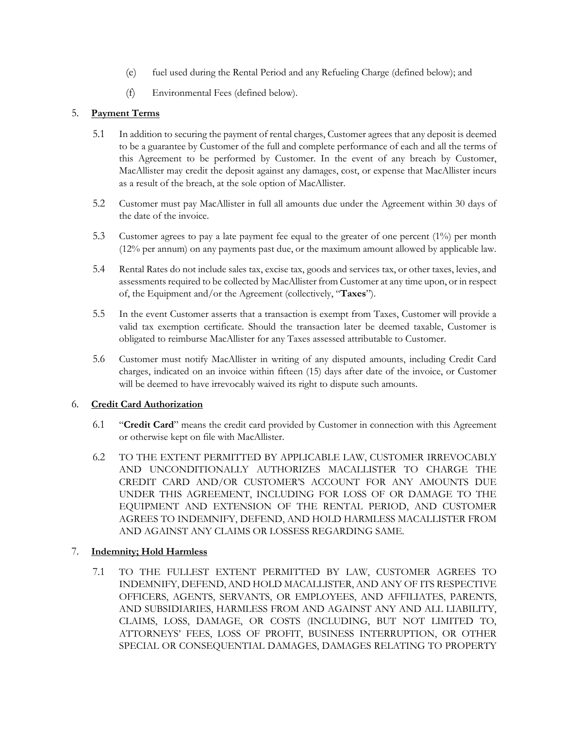(e) fuel used during the Rental Period and any Refueling Charge (defined below); and

(f) Environmental Fees (defined below).

5. **Payment Terms**

5.1 In addition to securing the payment of rental charges, Customer agrees that any deposit is deemed to be a guarantee by Customer of the full and complete performance of each and all the terms of this Agreement to be performed by Customer. In the event of any breach by Customer, MacAllister may credit the deposit against any damages, cost, or expense that MacAllister incurs as a result of the breach, at the sole option of MacAllister.

5.2 Customer must pay MacAllister in full all amounts due under the Agreement within 30 days of the date of the invoice.

5.3 Customer agrees to pay a late payment fee equal to the greater of one percent (1%) per month (12% per annum) on any payments past due, or the maximum amount allowed by applicable law.

5.4 Rental Rates do not include sales tax, excise tax, goods and services tax, or other taxes, levies, and assessments required to be collected by MacAllister from Customer at any time upon, or in respect of, the Equipment and/or the Agreement (collectively, "**Taxes**").

5.5 In the event Customer asserts that a transaction is exempt from Taxes, Customer will provide a valid tax exemption certificate. Should the transaction later be deemed taxable, Customer is obligated to reimburse MacAllister for any Taxes assessed attributable to Customer.

5.6 Customer must notify MacAllister in writing of any disputed amounts, including Credit Card charges, indicated on an invoice within fifteen (15) days after date of the invoice, or Customer will be deemed to have irrevocably waived its right to dispute such amounts.

6. **Credit Card Authorization**

6.1 "**Credit Card**" means the credit card provided by Customer in connection with this Agreement or otherwise kept on file with MacAllister.

6.2 TO THE EXTENT PERMITTED BY APPLICABLE LAW, CUSTOMER IRREVOCABLY AND UNCONDITIONALLY AUTHORIZES MACALLISTER TO CHARGE THE CREDIT CARD AND/OR CUSTOMER'S ACCOUNT FOR ANY AMOUNTS DUE UNDER THIS AGREEMENT, INCLUDING FOR LOSS OF OR DAMAGE TO THE EQUIPMENT AND EXTENSION OF THE RENTAL PERIOD, AND CUSTOMER AGREES TO INDEMNIFY, DEFEND, AND HOLD HARMLESS MACALLISTER FROM AND AGAINST ANY CLAIMS OR LOSSESS REGARDING SAME.

7. **Indemnity; Hold Harmless**

7.1 TO THE FULLEST EXTENT PERMITTED BY LAW, CUSTOMER AGREES TO INDEMNIFY, DEFEND, AND HOLD MACALLISTER, AND ANY OF ITS RESPECTIVE OFFICERS, AGENTS, SERVANTS, OR EMPLOYEES, AND AFFILIATES, PARENTS, AND SUBSIDIARIES, HARMLESS FROM AND AGAINST ANY AND ALL LIABILITY, CLAIMS, LOSS, DAMAGE, OR COSTS (INCLUDING, BUT NOT LIMITED TO, ATTORNEYS' FEES, LOSS OF PROFIT, BUSINESS INTERRUPTION, OR OTHER SPECIAL OR CONSEQUENTIAL DAMAGES, DAMAGES RELATING TO PROPERTY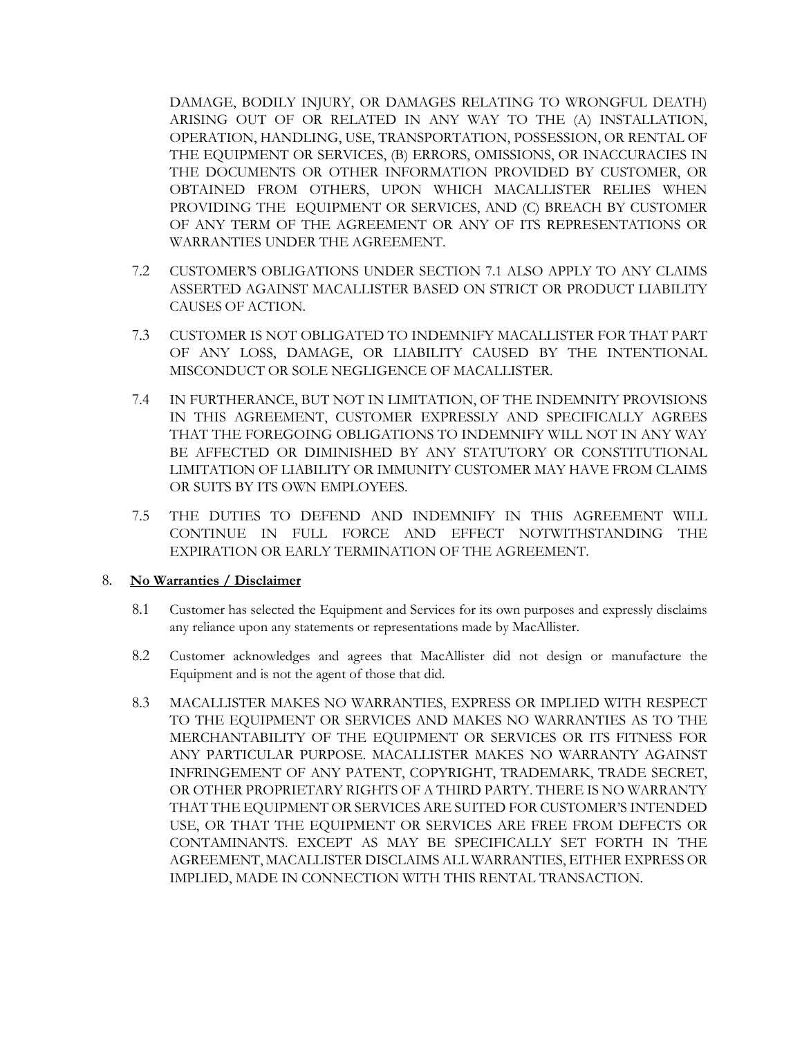DAMAGE, BODILY INJURY, OR DAMAGES RELATING TO WRONGFUL DEATH) ARISING OUT OF OR RELATED IN ANY WAY TO THE (A) INSTALLATION, OPERATION, HANDLING, USE, TRANSPORTATION, POSSESSION, OR RENTAL OF THE EQUIPMENT OR SERVICES, (B) ERRORS, OMISSIONS, OR INACCURACIES IN THE DOCUMENTS OR OTHER INFORMATION PROVIDED BY CUSTOMER, OR OBTAINED FROM OTHERS, UPON WHICH MACALLISTER RELIES WHEN PROVIDING THE EQUIPMENT OR SERVICES, AND (C) BREACH BY CUSTOMER OF ANY TERM OF THE AGREEMENT OR ANY OF ITS REPRESENTATIONS OR WARRANTIES UNDER THE AGREEMENT.

7.2 CUSTOMER'S OBLIGATIONS UNDER SECTION 7.1 ALSO APPLY TO ANY CLAIMS ASSERTED AGAINST MACALLISTER BASED ON STRICT OR PRODUCT LIABILITY CAUSES OF ACTION.

7.3 CUSTOMER IS NOT OBLIGATED TO INDEMNIFY MACALLISTER FOR THAT PART OF ANY LOSS, DAMAGE, OR LIABILITY CAUSED BY THE INTENTIONAL MISCONDUCT OR SOLE NEGLIGENCE OF MACALLISTER.

7.4 IN FURTHERANCE, BUT NOT IN LIMITATION, OF THE INDEMNITY PROVISIONS IN THIS AGREEMENT, CUSTOMER EXPRESSLY AND SPECIFICALLY AGREES THAT THE FOREGOING OBLIGATIONS TO INDEMNIFY WILL NOT IN ANY WAY BE AFFECTED OR DIMINISHED BY ANY STATUTORY OR CONSTITUTIONAL LIMITATION OF LIABILITY OR IMMUNITY CUSTOMER MAY HAVE FROM CLAIMS OR SUITS BY ITS OWN EMPLOYEES.

7.5 THE DUTIES TO DEFEND AND INDEMNIFY IN THIS AGREEMENT WILL CONTINUE IN FULL FORCE AND EFFECT NOTWITHSTANDING THE EXPIRATION OR EARLY TERMINATION OF THE AGREEMENT.

## 8. **No Warranties / Disclaimer**

8.1 Customer has selected the Equipment and Services for its own purposes and expressly disclaims any reliance upon any statements or representations made by MacAllister.

8.2 Customer acknowledges and agrees that MacAllister did not design or manufacture the Equipment and is not the agent of those that did.

8.3 MACALLISTER MAKES NO WARRANTIES, EXPRESS OR IMPLIED WITH RESPECT TO THE EQUIPMENT OR SERVICES AND MAKES NO WARRANTIES AS TO THE MERCHANTABILITY OF THE EQUIPMENT OR SERVICES OR ITS FITNESS FOR ANY PARTICULAR PURPOSE. MACALLISTER MAKES NO WARRANTY AGAINST INFRINGEMENT OF ANY PATENT, COPYRIGHT, TRADEMARK, TRADE SECRET, OR OTHER PROPRIETARY RIGHTS OF A THIRD PARTY. THERE IS NO WARRANTY THAT THE EQUIPMENT OR SERVICES ARE SUITED FOR CUSTOMER'S INTENDED USE, OR THAT THE EQUIPMENT OR SERVICES ARE FREE FROM DEFECTS OR CONTAMINANTS. EXCEPT AS MAY BE SPECIFICALLY SET FORTH IN THE AGREEMENT, MACALLISTER DISCLAIMS ALL WARRANTIES, EITHER EXPRESS OR IMPLIED, MADE IN CONNECTION WITH THIS RENTAL TRANSACTION.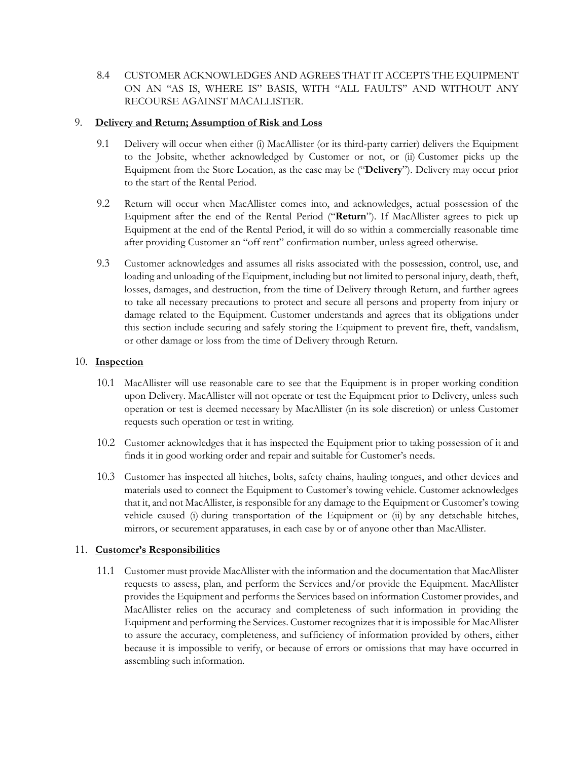8.4 CUSTOMER ACKNOWLEDGES AND AGREES THAT IT ACCEPTS THE EQUIPMENT ON AN "AS IS, WHERE IS" BASIS, WITH "ALL FAULTS" AND WITHOUT ANY RECOURSE AGAINST MACALLISTER.

## 9. Delivery and Return; Assumption of Risk and Loss

9.1 Delivery will occur when either (i) MacAllister (or its third-party carrier) delivers the Equipment to the Jobsite, whether acknowledged by Customer or not, or (ii) Customer picks up the Equipment from the Store Location, as the case may be ("**Delivery**"). Delivery may occur prior to the start of the Rental Period.

9.2 Return will occur when MacAllister comes into, and acknowledges, actual possession of the Equipment after the end of the Rental Period ("**Return**"). If MacAllister agrees to pick up Equipment at the end of the Rental Period, it will do so within a commercially reasonable time after providing Customer an "off rent" confirmation number, unless agreed otherwise.

9.3 Customer acknowledges and assumes all risks associated with the possession, control, use, and loading and unloading of the Equipment, including but not limited to personal injury, death, theft, losses, damages, and destruction, from the time of Delivery through Return, and further agrees to take all necessary precautions to protect and secure all persons and property from injury or damage related to the Equipment. Customer understands and agrees that its obligations under this section include securing and safely storing the Equipment to prevent fire, theft, vandalism, or other damage or loss from the time of Delivery through Return.

## 10. Inspection

10.1 MacAllister will use reasonable care to see that the Equipment is in proper working condition upon Delivery. MacAllister will not operate or test the Equipment prior to Delivery, unless such operation or test is deemed necessary by MacAllister (in its sole discretion) or unless Customer requests such operation or test in writing.

10.2 Customer acknowledges that it has inspected the Equipment prior to taking possession of it and finds it in good working order and repair and suitable for Customer's needs.

10.3 Customer has inspected all hitches, bolts, safety chains, hauling tongues, and other devices and materials used to connect the Equipment to Customer's towing vehicle. Customer acknowledges that it, and not MacAllister, is responsible for any damage to the Equipment or Customer's towing vehicle caused (i) during transportation of the Equipment or (ii) by any detachable hitches, mirrors, or securement apparatuses, in each case by or of anyone other than MacAllister.

## 11. Customer's Responsibilities

11.1 Customer must provide MacAllister with the information and the documentation that MacAllister requests to assess, plan, and perform the Services and/or provide the Equipment. MacAllister provides the Equipment and performs the Services based on information Customer provides, and MacAllister relies on the accuracy and completeness of such information in providing the Equipment and performing the Services. Customer recognizes that it is impossible for MacAllister to assure the accuracy, completeness, and sufficiency of information provided by others, either because it is impossible to verify, or because of errors or omissions that may have occurred in assembling such information.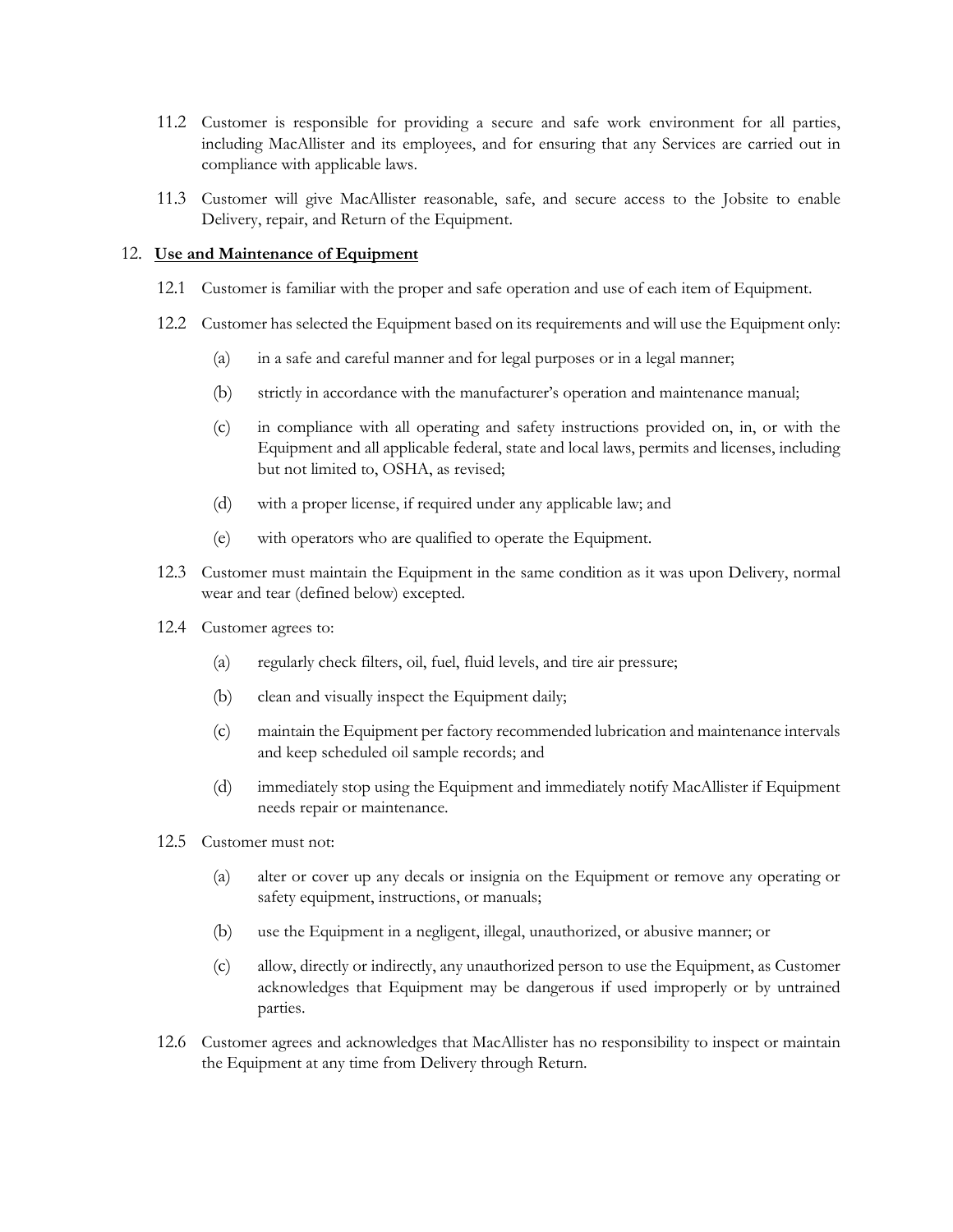11.2 Customer is responsible for providing a secure and safe work environment for all parties, including MacAllister and its employees, and for ensuring that any Services are carried out in compliance with applicable laws.

11.3 Customer will give MacAllister reasonable, safe, and secure access to the Jobsite to enable Delivery, repair, and Return of the Equipment.

12. **Use and Maintenance of Equipment**

12.1 Customer is familiar with the proper and safe operation and use of each item of Equipment.

12.2 Customer has selected the Equipment based on its requirements and will use the Equipment only:

(a) in a safe and careful manner and for legal purposes or in a legal manner;

(b) strictly in accordance with the manufacturer's operation and maintenance manual;

(c) in compliance with all operating and safety instructions provided on, in, or with the Equipment and all applicable federal, state and local laws, permits and licenses, including but not limited to, OSHA, as revised;

(d) with a proper license, if required under any applicable law; and

(e) with operators who are qualified to operate the Equipment.

12.3 Customer must maintain the Equipment in the same condition as it was upon Delivery, normal wear and tear (defined below) excepted.

12.4 Customer agrees to:

(a) regularly check filters, oil, fuel, fluid levels, and tire air pressure;

(b) clean and visually inspect the Equipment daily;

(c) maintain the Equipment per factory recommended lubrication and maintenance intervals and keep scheduled oil sample records; and

(d) immediately stop using the Equipment and immediately notify MacAllister if Equipment needs repair or maintenance.

12.5 Customer must not:

(a) alter or cover up any decals or insignia on the Equipment or remove any operating or safety equipment, instructions, or manuals;

(b) use the Equipment in a negligent, illegal, unauthorized, or abusive manner; or

(c) allow, directly or indirectly, any unauthorized person to use the Equipment, as Customer acknowledges that Equipment may be dangerous if used improperly or by untrained parties.

12.6 Customer agrees and acknowledges that MacAllister has no responsibility to inspect or maintain the Equipment at any time from Delivery through Return.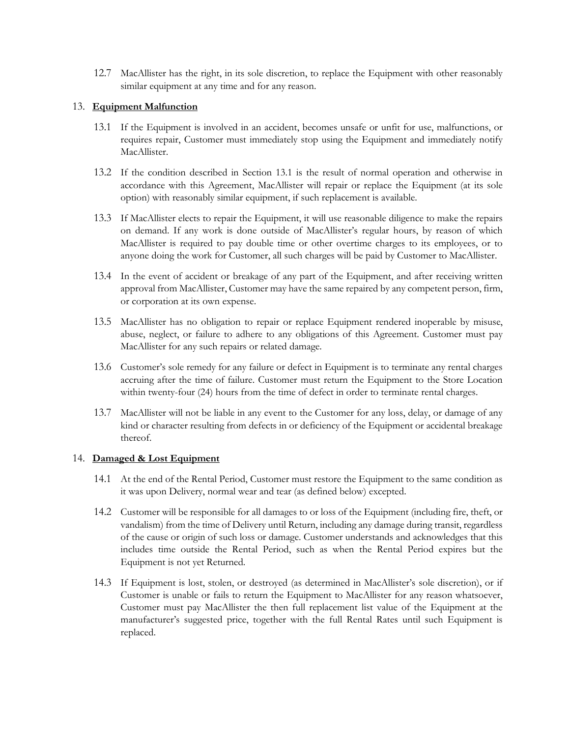12.7 MacAllister has the right, in its sole discretion, to replace the Equipment with other reasonably similar equipment at any time and for any reason.

13. **Equipment Malfunction**

13.1 If the Equipment is involved in an accident, becomes unsafe or unfit for use, malfunctions, or requires repair, Customer must immediately stop using the Equipment and immediately notify MacAllister.

13.2 If the condition described in Section 13.1 is the result of normal operation and otherwise in accordance with this Agreement, MacAllister will repair or replace the Equipment (at its sole option) with reasonably similar equipment, if such replacement is available.

13.3 If MacAllister elects to repair the Equipment, it will use reasonable diligence to make the repairs on demand. If any work is done outside of MacAllister's regular hours, by reason of which MacAllister is required to pay double time or other overtime charges to its employees, or to anyone doing the work for Customer, all such charges will be paid by Customer to MacAllister.

13.4 In the event of accident or breakage of any part of the Equipment, and after receiving written approval from MacAllister, Customer may have the same repaired by any competent person, firm, or corporation at its own expense.

13.5 MacAllister has no obligation to repair or replace Equipment rendered inoperable by misuse, abuse, neglect, or failure to adhere to any obligations of this Agreement. Customer must pay MacAllister for any such repairs or related damage.

13.6 Customer's sole remedy for any failure or defect in Equipment is to terminate any rental charges accruing after the time of failure. Customer must return the Equipment to the Store Location within twenty-four (24) hours from the time of defect in order to terminate rental charges.

13.7 MacAllister will not be liable in any event to the Customer for any loss, delay, or damage of any kind or character resulting from defects in or deficiency of the Equipment or accidental breakage thereof.

14. **Damaged & Lost Equipment**

14.1 At the end of the Rental Period, Customer must restore the Equipment to the same condition as it was upon Delivery, normal wear and tear (as defined below) excepted.

14.2 Customer will be responsible for all damages to or loss of the Equipment (including fire, theft, or vandalism) from the time of Delivery until Return, including any damage during transit, regardless of the cause or origin of such loss or damage. Customer understands and acknowledges that this includes time outside the Rental Period, such as when the Rental Period expires but the Equipment is not yet Returned.

14.3 If Equipment is lost, stolen, or destroyed (as determined in MacAllister's sole discretion), or if Customer is unable or fails to return the Equipment to MacAllister for any reason whatsoever, Customer must pay MacAllister the then full replacement list value of the Equipment at the manufacturer's suggested price, together with the full Rental Rates until such Equipment is replaced.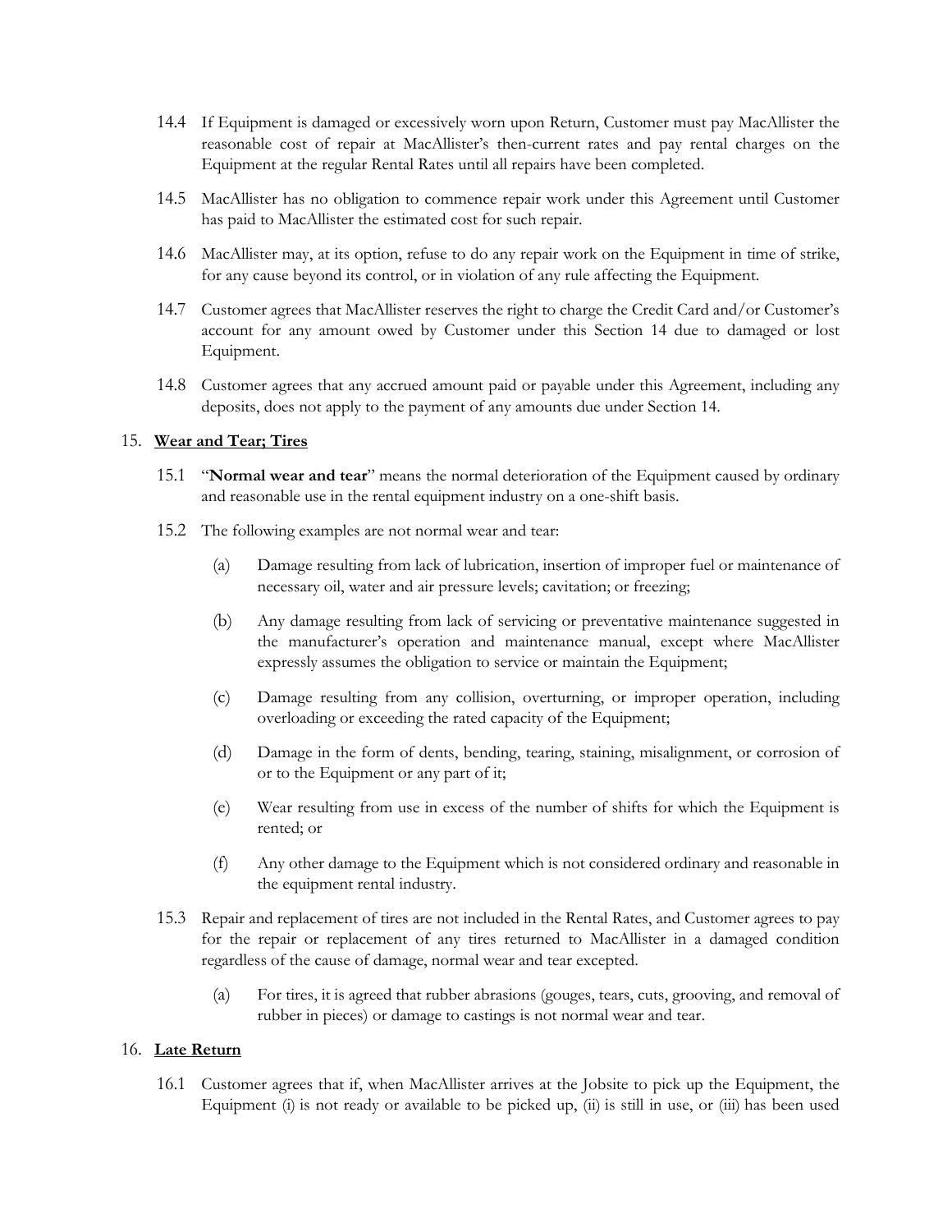14.4 If Equipment is damaged or excessively worn upon Return, Customer must pay MacAllister the reasonable cost of repair at MacAllister's then-current rates and pay rental charges on the Equipment at the regular Rental Rates until all repairs have been completed.

14.5 MacAllister has no obligation to commence repair work under this Agreement until Customer has paid to MacAllister the estimated cost for such repair.

14.6 MacAllister may, at its option, refuse to do any repair work on the Equipment in time of strike, for any cause beyond its control, or in violation of any rule affecting the Equipment.

14.7 Customer agrees that MacAllister reserves the right to charge the Credit Card and/or Customer's account for any amount owed by Customer under this Section 14 due to damaged or lost Equipment.

14.8 Customer agrees that any accrued amount paid or payable under this Agreement, including any deposits, does not apply to the payment of any amounts due under Section 14.

15. **Wear and Tear; Tires**

15.1 "**Normal wear and tear**" means the normal deterioration of the Equipment caused by ordinary and reasonable use in the rental equipment industry on a one-shift basis.

15.2 The following examples are not normal wear and tear:

(a) Damage resulting from lack of lubrication, insertion of improper fuel or maintenance of necessary oil, water and air pressure levels; cavitation; or freezing;

(b) Any damage resulting from lack of servicing or preventative maintenance suggested in the manufacturer's operation and maintenance manual, except where MacAllister expressly assumes the obligation to service or maintain the Equipment;

(c) Damage resulting from any collision, overturning, or improper operation, including overloading or exceeding the rated capacity of the Equipment;

(d) Damage in the form of dents, bending, tearing, staining, misalignment, or corrosion of or to the Equipment or any part of it;

(e) Wear resulting from use in excess of the number of shifts for which the Equipment is rented; or

(f) Any other damage to the Equipment which is not considered ordinary and reasonable in the equipment rental industry.

15.3 Repair and replacement of tires are not included in the Rental Rates, and Customer agrees to pay for the repair or replacement of any tires returned to MacAllister in a damaged condition regardless of the cause of damage, normal wear and tear excepted.

(a) For tires, it is agreed that rubber abrasions (gouges, tears, cuts, grooving, and removal of rubber in pieces) or damage to castings is not normal wear and tear.

16. **Late Return**

16.1 Customer agrees that if, when MacAllister arrives at the Jobsite to pick up the Equipment, the Equipment (i) is not ready or available to be picked up, (ii) is still in use, or (iii) has been used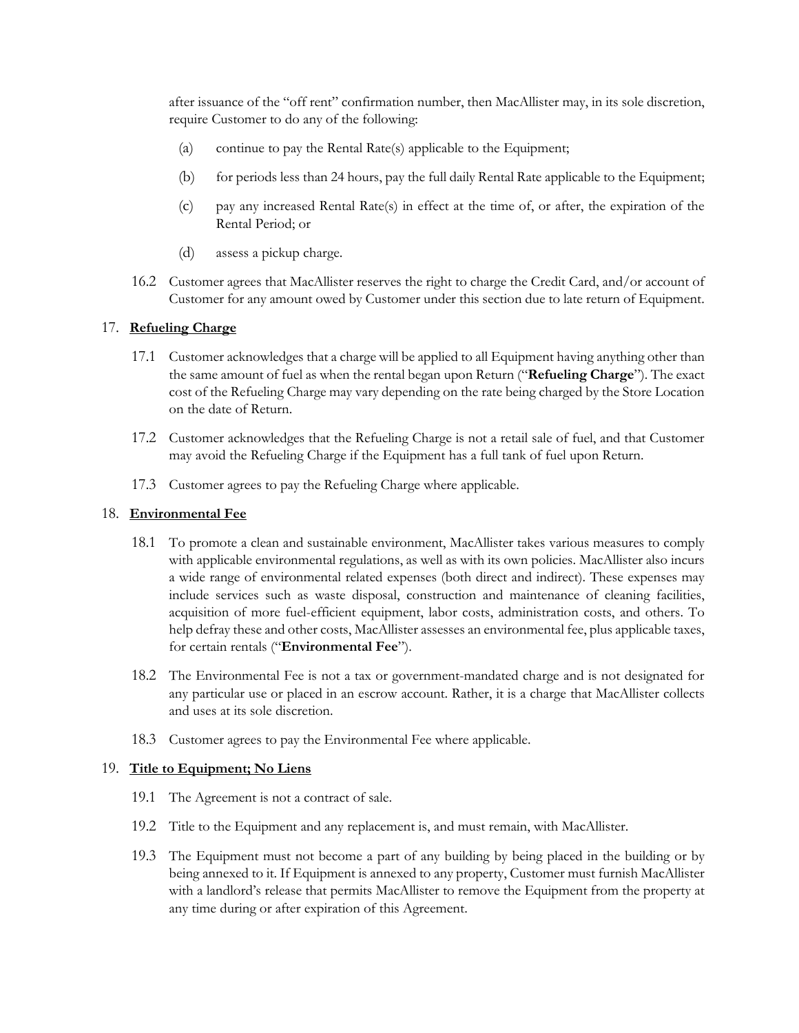after issuance of the "off rent" confirmation number, then MacAllister may, in its sole discretion, require Customer to do any of the following:

(a) continue to pay the Rental Rate(s) applicable to the Equipment;

(b) for periods less than 24 hours, pay the full daily Rental Rate applicable to the Equipment;

(c) pay any increased Rental Rate(s) in effect at the time of, or after, the expiration of the Rental Period; or

(d) assess a pickup charge.

16.2 Customer agrees that MacAllister reserves the right to charge the Credit Card, and/or account of Customer for any amount owed by Customer under this section due to late return of Equipment.

## 17. Refueling Charge

17.1 Customer acknowledges that a charge will be applied to all Equipment having anything other than the same amount of fuel as when the rental began upon Return ("**Refueling Charge**"). The exact cost of the Refueling Charge may vary depending on the rate being charged by the Store Location on the date of Return.

17.2 Customer acknowledges that the Refueling Charge is not a retail sale of fuel, and that Customer may avoid the Refueling Charge if the Equipment has a full tank of fuel upon Return.

17.3 Customer agrees to pay the Refueling Charge where applicable.

## 18. Environmental Fee

18.1 To promote a clean and sustainable environment, MacAllister takes various measures to comply with applicable environmental regulations, as well as with its own policies. MacAllister also incurs a wide range of environmental related expenses (both direct and indirect). These expenses may include services such as waste disposal, construction and maintenance of cleaning facilities, acquisition of more fuel-efficient equipment, labor costs, administration costs, and others. To help defray these and other costs, MacAllister assesses an environmental fee, plus applicable taxes, for certain rentals ("**Environmental Fee**").

18.2 The Environmental Fee is not a tax or government-mandated charge and is not designated for any particular use or placed in an escrow account. Rather, it is a charge that MacAllister collects and uses at its sole discretion.

18.3 Customer agrees to pay the Environmental Fee where applicable.

## 19. Title to Equipment; No Liens

19.1 The Agreement is not a contract of sale.

19.2 Title to the Equipment and any replacement is, and must remain, with MacAllister.

19.3 The Equipment must not become a part of any building by being placed in the building or by being annexed to it. If Equipment is annexed to any property, Customer must furnish MacAllister with a landlord's release that permits MacAllister to remove the Equipment from the property at any time during or after expiration of this Agreement.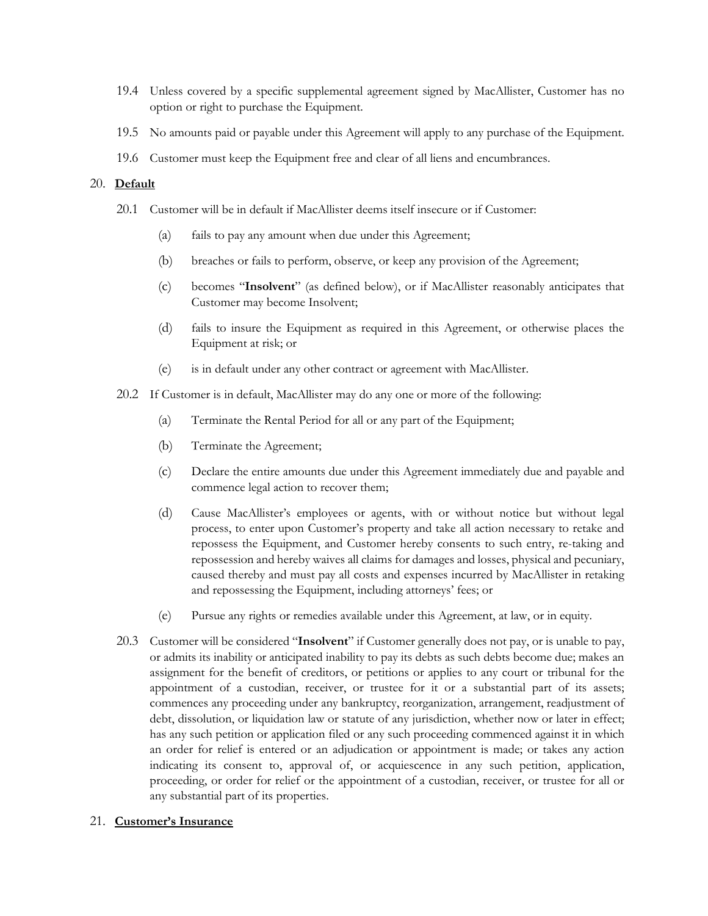19.4 Unless covered by a specific supplemental agreement signed by MacAllister, Customer has no option or right to purchase the Equipment.

19.5 No amounts paid or payable under this Agreement will apply to any purchase of the Equipment.

19.6 Customer must keep the Equipment free and clear of all liens and encumbrances.

## 20. **Default**

20.1 Customer will be in default if MacAllister deems itself insecure or if Customer:

(a) fails to pay any amount when due under this Agreement;

(b) breaches or fails to perform, observe, or keep any provision of the Agreement;

(c) becomes "**Insolvent**" (as defined below), or if MacAllister reasonably anticipates that Customer may become Insolvent;

(d) fails to insure the Equipment as required in this Agreement, or otherwise places the Equipment at risk; or

(e) is in default under any other contract or agreement with MacAllister.

20.2 If Customer is in default, MacAllister may do any one or more of the following:

(a) Terminate the Rental Period for all or any part of the Equipment;

(b) Terminate the Agreement;

(c) Declare the entire amounts due under this Agreement immediately due and payable and commence legal action to recover them;

(d) Cause MacAllister's employees or agents, with or without notice but without legal process, to enter upon Customer's property and take all action necessary to retake and repossess the Equipment, and Customer hereby consents to such entry, re-taking and repossession and hereby waives all claims for damages and losses, physical and pecuniary, caused thereby and must pay all costs and expenses incurred by MacAllister in retaking and repossessing the Equipment, including attorneys' fees; or

(e) Pursue any rights or remedies available under this Agreement, at law, or in equity.

20.3 Customer will be considered "**Insolvent**" if Customer generally does not pay, or is unable to pay, or admits its inability or anticipated inability to pay its debts as such debts become due; makes an assignment for the benefit of creditors, or petitions or applies to any court or tribunal for the appointment of a custodian, receiver, or trustee for it or a substantial part of its assets; commences any proceeding under any bankruptcy, reorganization, arrangement, readjustment of debt, dissolution, or liquidation law or statute of any jurisdiction, whether now or later in effect; has any such petition or application filed or any such proceeding commenced against it in which an order for relief is entered or an adjudication or appointment is made; or takes any action indicating its consent to, approval of, or acquiescence in any such petition, application, proceeding, or order for relief or the appointment of a custodian, receiver, or trustee for all or any substantial part of its properties.

## 21. **Customer's Insurance**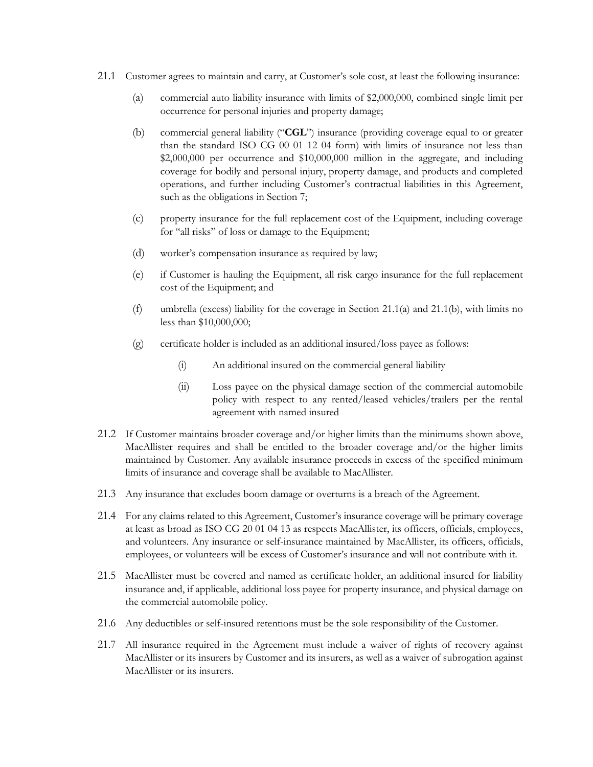21.1 Customer agrees to maintain and carry, at Customer's sole cost, at least the following insurance:

(a) commercial auto liability insurance with limits of $2,000,000, combined single limit per occurrence for personal injuries and property damage;

(b) commercial general liability ("**CGL**") insurance (providing coverage equal to or greater than the standard ISO CG 00 01 12 04 form) with limits of insurance not less than $2,000,000 per occurrence and $10,000,000 million in the aggregate, and including coverage for bodily and personal injury, property damage, and products and completed operations, and further including Customer's contractual liabilities in this Agreement, such as the obligations in Section 7;

(c) property insurance for the full replacement cost of the Equipment, including coverage for "all risks" of loss or damage to the Equipment;

(d) worker's compensation insurance as required by law;

(e) if Customer is hauling the Equipment, all risk cargo insurance for the full replacement cost of the Equipment; and

(f) umbrella (excess) liability for the coverage in Section 21.1(a) and 21.1(b), with limits no less than $10,000,000;

(g) certificate holder is included as an additional insured/loss payee as follows:

(i) An additional insured on the commercial general liability

(ii) Loss payee on the physical damage section of the commercial automobile policy with respect to any rented/leased vehicles/trailers per the rental agreement with named insured

21.2 If Customer maintains broader coverage and/or higher limits than the minimums shown above, MacAllister requires and shall be entitled to the broader coverage and/or the higher limits maintained by Customer. Any available insurance proceeds in excess of the specified minimum limits of insurance and coverage shall be available to MacAllister.

21.3 Any insurance that excludes boom damage or overturns is a breach of the Agreement.

21.4 For any claims related to this Agreement, Customer's insurance coverage will be primary coverage at least as broad as ISO CG 20 01 04 13 as respects MacAllister, its officers, officials, employees, and volunteers. Any insurance or self-insurance maintained by MacAllister, its officers, officials, employees, or volunteers will be excess of Customer's insurance and will not contribute with it.

21.5 MacAllister must be covered and named as certificate holder, an additional insured for liability insurance and, if applicable, additional loss payee for property insurance, and physical damage on the commercial automobile policy.

21.6 Any deductibles or self-insured retentions must be the sole responsibility of the Customer.

21.7 All insurance required in the Agreement must include a waiver of rights of recovery against MacAllister or its insurers by Customer and its insurers, as well as a waiver of subrogation against MacAllister or its insurers.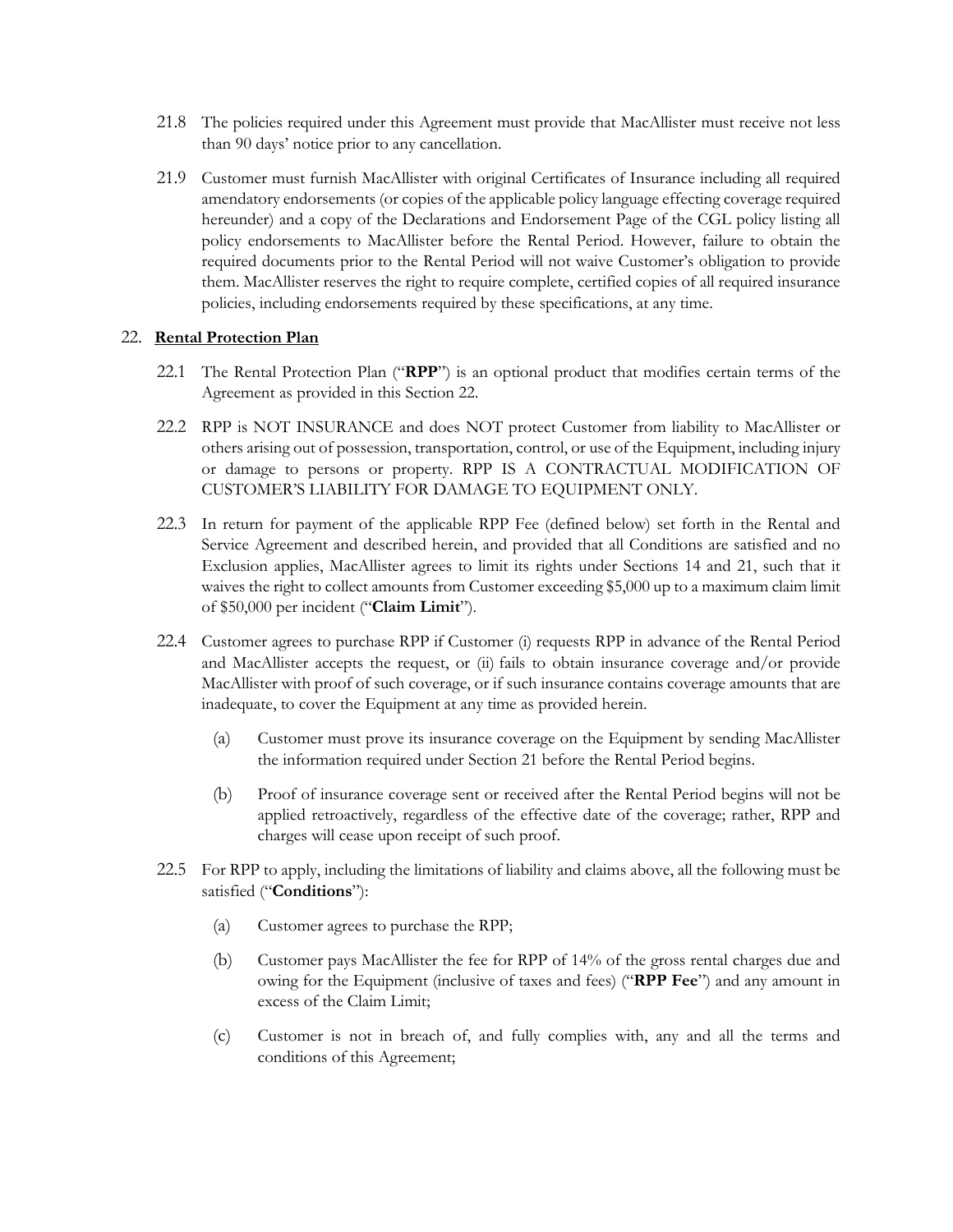21.8 The policies required under this Agreement must provide that MacAllister must receive not less than 90 days' notice prior to any cancellation.

21.9 Customer must furnish MacAllister with original Certificates of Insurance including all required amendatory endorsements (or copies of the applicable policy language effecting coverage required hereunder) and a copy of the Declarations and Endorsement Page of the CGL policy listing all policy endorsements to MacAllister before the Rental Period. However, failure to obtain the required documents prior to the Rental Period will not waive Customer's obligation to provide them. MacAllister reserves the right to require complete, certified copies of all required insurance policies, including endorsements required by these specifications, at any time.

## 22. Rental Protection Plan

22.1 The Rental Protection Plan ("**RPP**") is an optional product that modifies certain terms of the Agreement as provided in this Section 22.

22.2 RPP is NOT INSURANCE and does NOT protect Customer from liability to MacAllister or others arising out of possession, transportation, control, or use of the Equipment, including injury or damage to persons or property. RPP IS A CONTRACTUAL MODIFICATION OF CUSTOMER'S LIABILITY FOR DAMAGE TO EQUIPMENT ONLY.

22.3 In return for payment of the applicable RPP Fee (defined below) set forth in the Rental and Service Agreement and described herein, and provided that all Conditions are satisfied and no Exclusion applies, MacAllister agrees to limit its rights under Sections 14 and 21, such that it waives the right to collect amounts from Customer exceeding $5,000 up to a maximum claim limit of $50,000 per incident ("**Claim Limit**").

22.4 Customer agrees to purchase RPP if Customer (i) requests RPP in advance of the Rental Period and MacAllister accepts the request, or (ii) fails to obtain insurance coverage and/or provide MacAllister with proof of such coverage, or if such insurance contains coverage amounts that are inadequate, to cover the Equipment at any time as provided herein.

(a) Customer must prove its insurance coverage on the Equipment by sending MacAllister the information required under Section 21 before the Rental Period begins.

(b) Proof of insurance coverage sent or received after the Rental Period begins will not be applied retroactively, regardless of the effective date of the coverage; rather, RPP and charges will cease upon receipt of such proof.

22.5 For RPP to apply, including the limitations of liability and claims above, all the following must be satisfied ("**Conditions**"):

(a) Customer agrees to purchase the RPP;

(b) Customer pays MacAllister the fee for RPP of 14% of the gross rental charges due and owing for the Equipment (inclusive of taxes and fees) ("**RPP Fee**") and any amount in excess of the Claim Limit;

(c) Customer is not in breach of, and fully complies with, any and all the terms and conditions of this Agreement;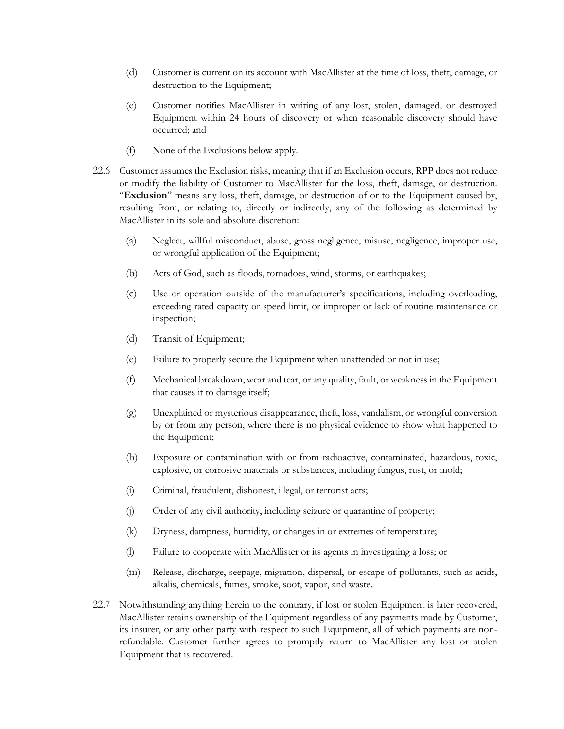(d) Customer is current on its account with MacAllister at the time of loss, theft, damage, or destruction to the Equipment;

(e) Customer notifies MacAllister in writing of any lost, stolen, damaged, or destroyed Equipment within 24 hours of discovery or when reasonable discovery should have occurred; and

(f) None of the Exclusions below apply.

22.6 Customer assumes the Exclusion risks, meaning that if an Exclusion occurs, RPP does not reduce or modify the liability of Customer to MacAllister for the loss, theft, damage, or destruction. "**Exclusion**" means any loss, theft, damage, or destruction of or to the Equipment caused by, resulting from, or relating to, directly or indirectly, any of the following as determined by MacAllister in its sole and absolute discretion:

(a) Neglect, willful misconduct, abuse, gross negligence, misuse, negligence, improper use, or wrongful application of the Equipment;

(b) Acts of God, such as floods, tornadoes, wind, storms, or earthquakes;

(c) Use or operation outside of the manufacturer's specifications, including overloading, exceeding rated capacity or speed limit, or improper or lack of routine maintenance or inspection;

(d) Transit of Equipment;

(e) Failure to properly secure the Equipment when unattended or not in use;

(f) Mechanical breakdown, wear and tear, or any quality, fault, or weakness in the Equipment that causes it to damage itself;

(g) Unexplained or mysterious disappearance, theft, loss, vandalism, or wrongful conversion by or from any person, where there is no physical evidence to show what happened to the Equipment;

(h) Exposure or contamination with or from radioactive, contaminated, hazardous, toxic, explosive, or corrosive materials or substances, including fungus, rust, or mold;

(i) Criminal, fraudulent, dishonest, illegal, or terrorist acts;

(j) Order of any civil authority, including seizure or quarantine of property;

(k) Dryness, dampness, humidity, or changes in or extremes of temperature;

(l) Failure to cooperate with MacAllister or its agents in investigating a loss; or

(m) Release, discharge, seepage, migration, dispersal, or escape of pollutants, such as acids, alkalis, chemicals, fumes, smoke, soot, vapor, and waste.

22.7 Notwithstanding anything herein to the contrary, if lost or stolen Equipment is later recovered, MacAllister retains ownership of the Equipment regardless of any payments made by Customer, its insurer, or any other party with respect to such Equipment, all of which payments are non-refundable. Customer further agrees to promptly return to MacAllister any lost or stolen Equipment that is recovered.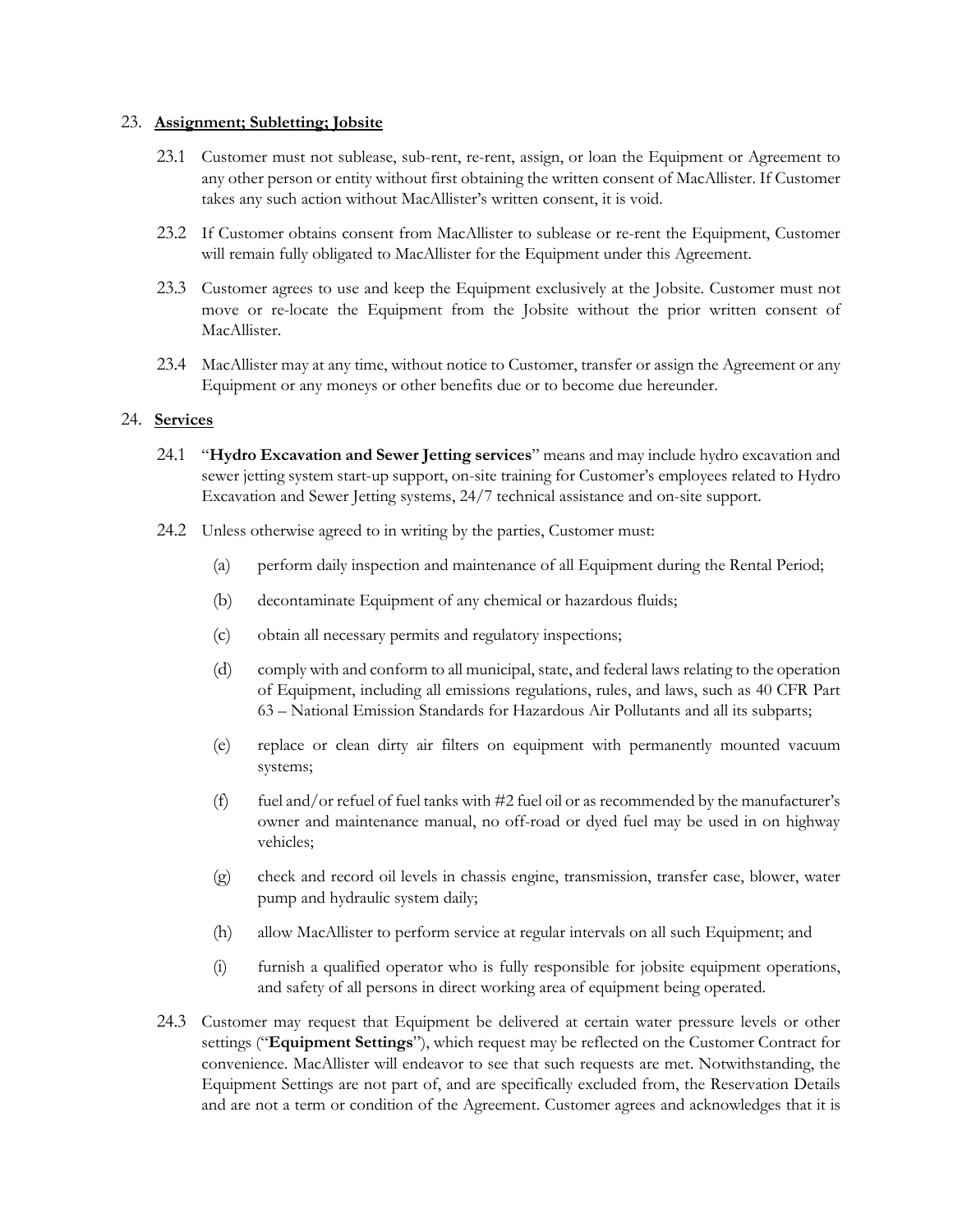## 23. **Assignment; Subletting; Jobsite**

23.1 Customer must not sublease, sub-rent, re-rent, assign, or loan the Equipment or Agreement to any other person or entity without first obtaining the written consent of MacAllister. If Customer takes any such action without MacAllister's written consent, it is void.

23.2 If Customer obtains consent from MacAllister to sublease or re-rent the Equipment, Customer will remain fully obligated to MacAllister for the Equipment under this Agreement.

23.3 Customer agrees to use and keep the Equipment exclusively at the Jobsite. Customer must not move or re-locate the Equipment from the Jobsite without the prior written consent of MacAllister.

23.4 MacAllister may at any time, without notice to Customer, transfer or assign the Agreement or any Equipment or any moneys or other benefits due or to become due hereunder.

## 24. **Services**

24.1 "**Hydro Excavation and Sewer Jetting services**" means and may include hydro excavation and sewer jetting system start-up support, on-site training for Customer's employees related to Hydro Excavation and Sewer Jetting systems, 24/7 technical assistance and on-site support.

24.2 Unless otherwise agreed to in writing by the parties, Customer must:

(a) perform daily inspection and maintenance of all Equipment during the Rental Period;

(b) decontaminate Equipment of any chemical or hazardous fluids;

(c) obtain all necessary permits and regulatory inspections;

(d) comply with and conform to all municipal, state, and federal laws relating to the operation of Equipment, including all emissions regulations, rules, and laws, such as 40 CFR Part 63 – National Emission Standards for Hazardous Air Pollutants and all its subparts;

(e) replace or clean dirty air filters on equipment with permanently mounted vacuum systems;

(f) fuel and/or refuel of fuel tanks with #2 fuel oil or as recommended by the manufacturer's owner and maintenance manual, no off-road or dyed fuel may be used in on highway vehicles;

(g) check and record oil levels in chassis engine, transmission, transfer case, blower, water pump and hydraulic system daily;

(h) allow MacAllister to perform service at regular intervals on all such Equipment; and

(i) furnish a qualified operator who is fully responsible for jobsite equipment operations, and safety of all persons in direct working area of equipment being operated.

24.3 Customer may request that Equipment be delivered at certain water pressure levels or other settings ("**Equipment Settings**"), which request may be reflected on the Customer Contract for convenience. MacAllister will endeavor to see that such requests are met. Notwithstanding, the Equipment Settings are not part of, and are specifically excluded from, the Reservation Details and are not a term or condition of the Agreement. Customer agrees and acknowledges that it is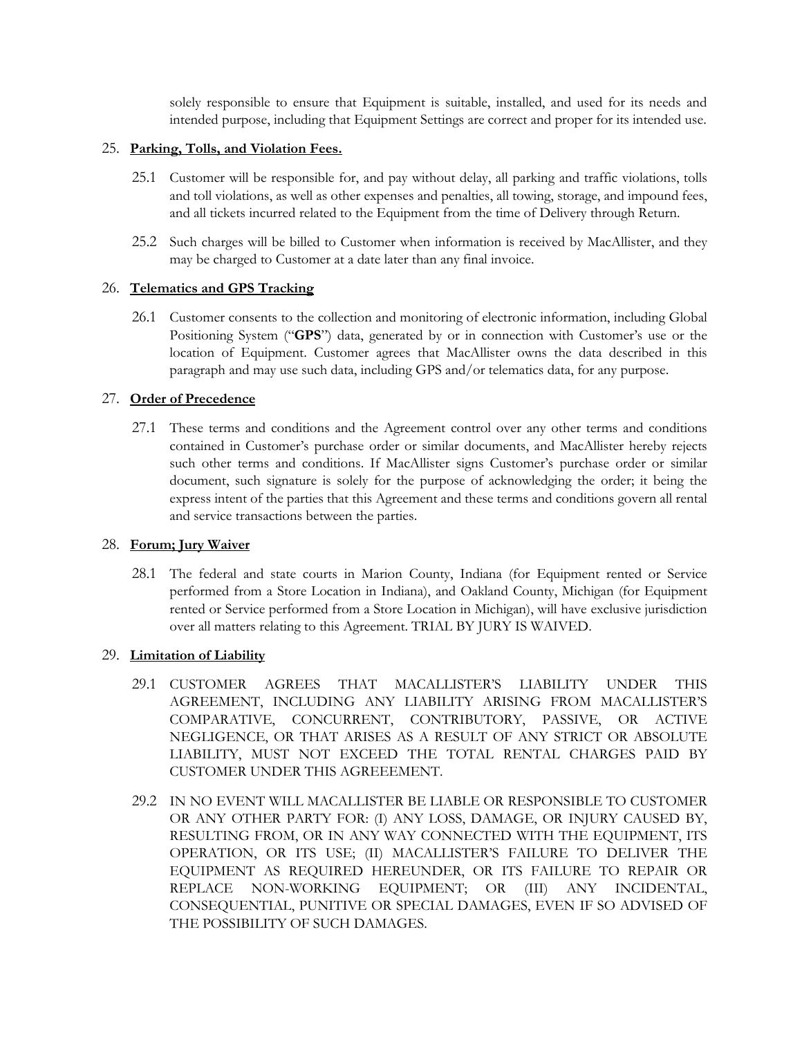solely responsible to ensure that Equipment is suitable, installed, and used for its needs and intended purpose, including that Equipment Settings are correct and proper for its intended use.

25. **Parking, Tolls, and Violation Fees.**

    25.1 Customer will be responsible for, and pay without delay, all parking and traffic violations, tolls and toll violations, as well as other expenses and penalties, all towing, storage, and impound fees, and all tickets incurred related to the Equipment from the time of Delivery through Return.

    25.2 Such charges will be billed to Customer when information is received by MacAllister, and they may be charged to Customer at a date later than any final invoice.

26. **Telematics and GPS Tracking**

    26.1 Customer consents to the collection and monitoring of electronic information, including Global Positioning System ("**GPS**") data, generated by or in connection with Customer's use or the location of Equipment. Customer agrees that MacAllister owns the data described in this paragraph and may use such data, including GPS and/or telematics data, for any purpose.

27. **Order of Precedence**

    27.1 These terms and conditions and the Agreement control over any other terms and conditions contained in Customer's purchase order or similar documents, and MacAllister hereby rejects such other terms and conditions. If MacAllister signs Customer's purchase order or similar document, such signature is solely for the purpose of acknowledging the order; it being the express intent of the parties that this Agreement and these terms and conditions govern all rental and service transactions between the parties.

28. **Forum; Jury Waiver**

    28.1 The federal and state courts in Marion County, Indiana (for Equipment rented or Service performed from a Store Location in Indiana), and Oakland County, Michigan (for Equipment rented or Service performed from a Store Location in Michigan), will have exclusive jurisdiction over all matters relating to this Agreement. TRIAL BY JURY IS WAIVED.

29. **Limitation of Liability**

    29.1 CUSTOMER AGREES THAT MACALLISTER'S LIABILITY UNDER THIS AGREEMENT, INCLUDING ANY LIABILITY ARISING FROM MACALLISTER'S COMPARATIVE, CONCURRENT, CONTRIBUTORY, PASSIVE, OR ACTIVE NEGLIGENCE, OR THAT ARISES AS A RESULT OF ANY STRICT OR ABSOLUTE LIABILITY, MUST NOT EXCEED THE TOTAL RENTAL CHARGES PAID BY CUSTOMER UNDER THIS AGREEEMENT.

    29.2 IN NO EVENT WILL MACALLISTER BE LIABLE OR RESPONSIBLE TO CUSTOMER OR ANY OTHER PARTY FOR: (I) ANY LOSS, DAMAGE, OR INJURY CAUSED BY, RESULTING FROM, OR IN ANY WAY CONNECTED WITH THE EQUIPMENT, ITS OPERATION, OR ITS USE; (II) MACALLISTER'S FAILURE TO DELIVER THE EQUIPMENT AS REQUIRED HEREUNDER, OR ITS FAILURE TO REPAIR OR REPLACE NON-WORKING EQUIPMENT; OR (III) ANY INCIDENTAL, CONSEQUENTIAL, PUNITIVE OR SPECIAL DAMAGES, EVEN IF SO ADVISED OF THE POSSIBILITY OF SUCH DAMAGES.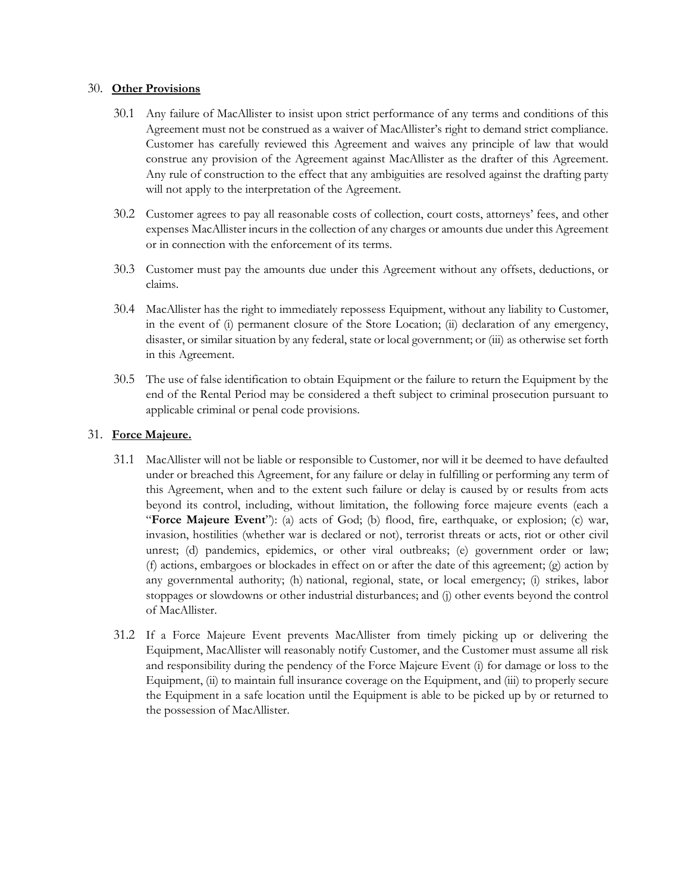30. **Other Provisions**

30.1 Any failure of MacAllister to insist upon strict performance of any terms and conditions of this Agreement must not be construed as a waiver of MacAllister's right to demand strict compliance. Customer has carefully reviewed this Agreement and waives any principle of law that would construe any provision of the Agreement against MacAllister as the drafter of this Agreement. Any rule of construction to the effect that any ambiguities are resolved against the drafting party will not apply to the interpretation of the Agreement.

30.2 Customer agrees to pay all reasonable costs of collection, court costs, attorneys' fees, and other expenses MacAllister incurs in the collection of any charges or amounts due under this Agreement or in connection with the enforcement of its terms.

30.3 Customer must pay the amounts due under this Agreement without any offsets, deductions, or claims.

30.4 MacAllister has the right to immediately repossess Equipment, without any liability to Customer, in the event of (i) permanent closure of the Store Location; (ii) declaration of any emergency, disaster, or similar situation by any federal, state or local government; or (iii) as otherwise set forth in this Agreement.

30.5 The use of false identification to obtain Equipment or the failure to return the Equipment by the end of the Rental Period may be considered a theft subject to criminal prosecution pursuant to applicable criminal or penal code provisions.

31. **Force Majeure.**

31.1 MacAllister will not be liable or responsible to Customer, nor will it be deemed to have defaulted under or breached this Agreement, for any failure or delay in fulfilling or performing any term of this Agreement, when and to the extent such failure or delay is caused by or results from acts beyond its control, including, without limitation, the following force majeure events (each a "**Force Majeure Event**"): (a) acts of God; (b) flood, fire, earthquake, or explosion; (c) war, invasion, hostilities (whether war is declared or not), terrorist threats or acts, riot or other civil unrest; (d) pandemics, epidemics, or other viral outbreaks; (e) government order or law; (f) actions, embargoes or blockades in effect on or after the date of this agreement; (g) action by any governmental authority; (h) national, regional, state, or local emergency; (i) strikes, labor stoppages or slowdowns or other industrial disturbances; and (j) other events beyond the control of MacAllister.

31.2 If a Force Majeure Event prevents MacAllister from timely picking up or delivering the Equipment, MacAllister will reasonably notify Customer, and the Customer must assume all risk and responsibility during the pendency of the Force Majeure Event (i) for damage or loss to the Equipment, (ii) to maintain full insurance coverage on the Equipment, and (iii) to properly secure the Equipment in a safe location until the Equipment is able to be picked up by or returned to the possession of MacAllister.